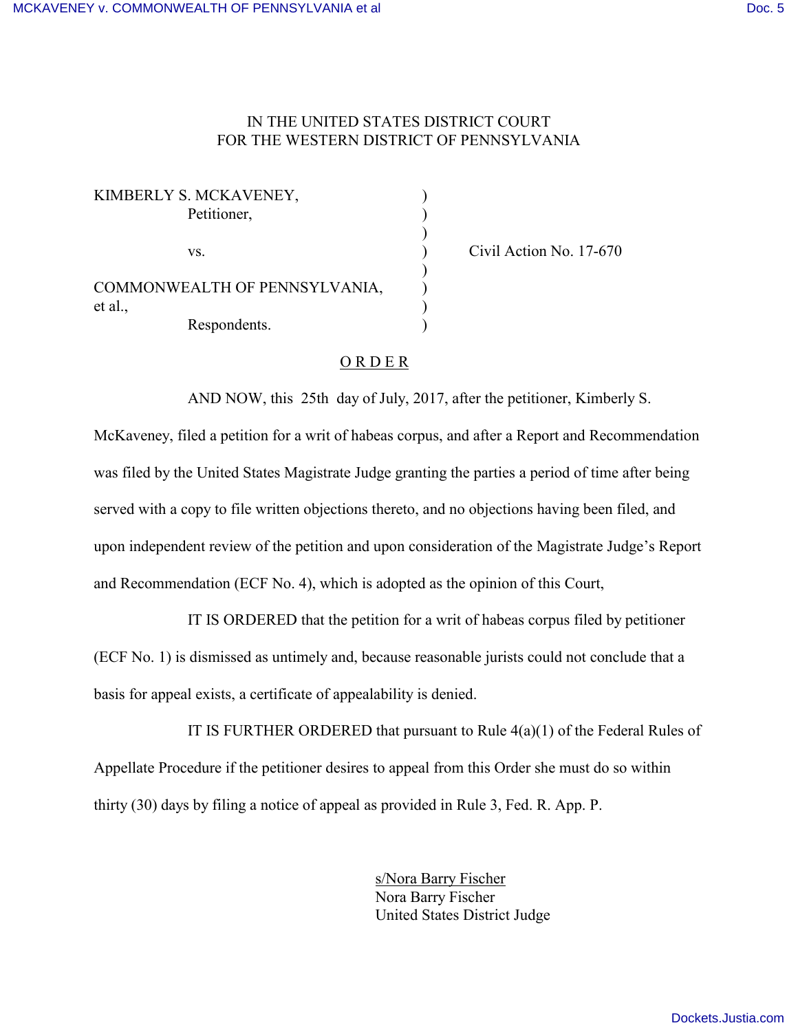IN THE UNITED STATES DISTRICT COURT
FOR THE WESTERN DISTRICT OF PENNSYLVANIA

| | | |
|---|---|---|
| KIMBERLY S. MCKAVENEY, Petitioner, | ) | |
| vs. | ) | Civil Action No. 17-670 |
| COMMONWEALTH OF PENNSYLVANIA, et al., Respondents. | ) | |

<u>O R D E R</u>

AND NOW, this 25th day of July, 2017, after the petitioner, Kimberly S. McKaveney, filed a petition for a writ of habeas corpus, and after a Report and Recommendation was filed by the United States Magistrate Judge granting the parties a period of time after being served with a copy to file written objections thereto, and no objections having been filed, and upon independent review of the petition and upon consideration of the Magistrate Judge's Report and Recommendation (ECF No. 4), which is adopted as the opinion of this Court,

IT IS ORDERED that the petition for a writ of habeas corpus filed by petitioner (ECF No. 1) is dismissed as untimely and, because reasonable jurists could not conclude that a basis for appeal exists, a certificate of appealability is denied.

IT IS FURTHER ORDERED that pursuant to Rule 4(a)(1) of the Federal Rules of Appellate Procedure if the petitioner desires to appeal from this Order she must do so within thirty (30) days by filing a notice of appeal as provided in Rule 3, Fed. R. App. P.

<u>s/Nora Barry Fischer</u>
Nora Barry Fischer
United States District Judge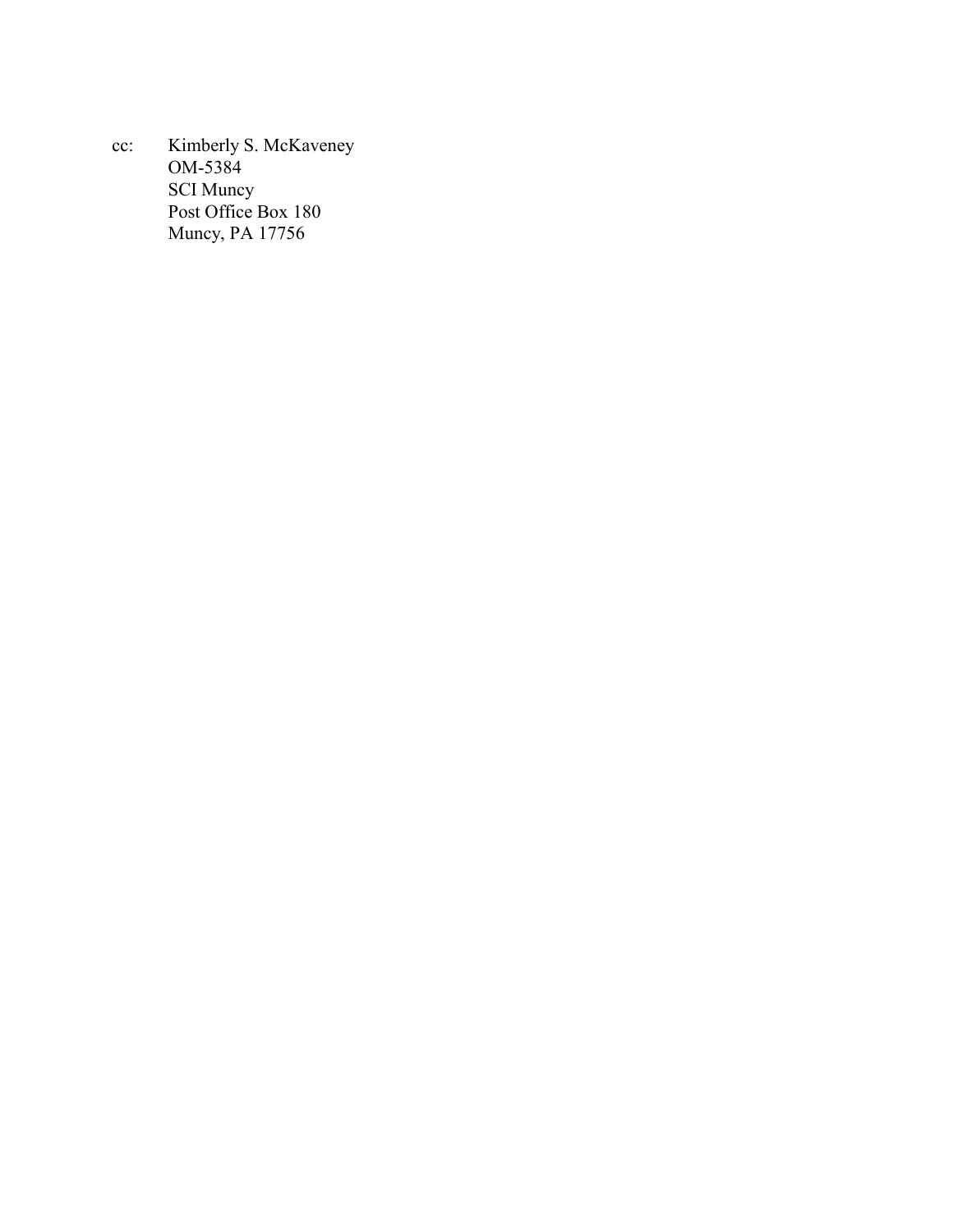cc: Kimberly S. McKaveney
OM-5384
SCI Muncy
Post Office Box 180
Muncy, PA 17756